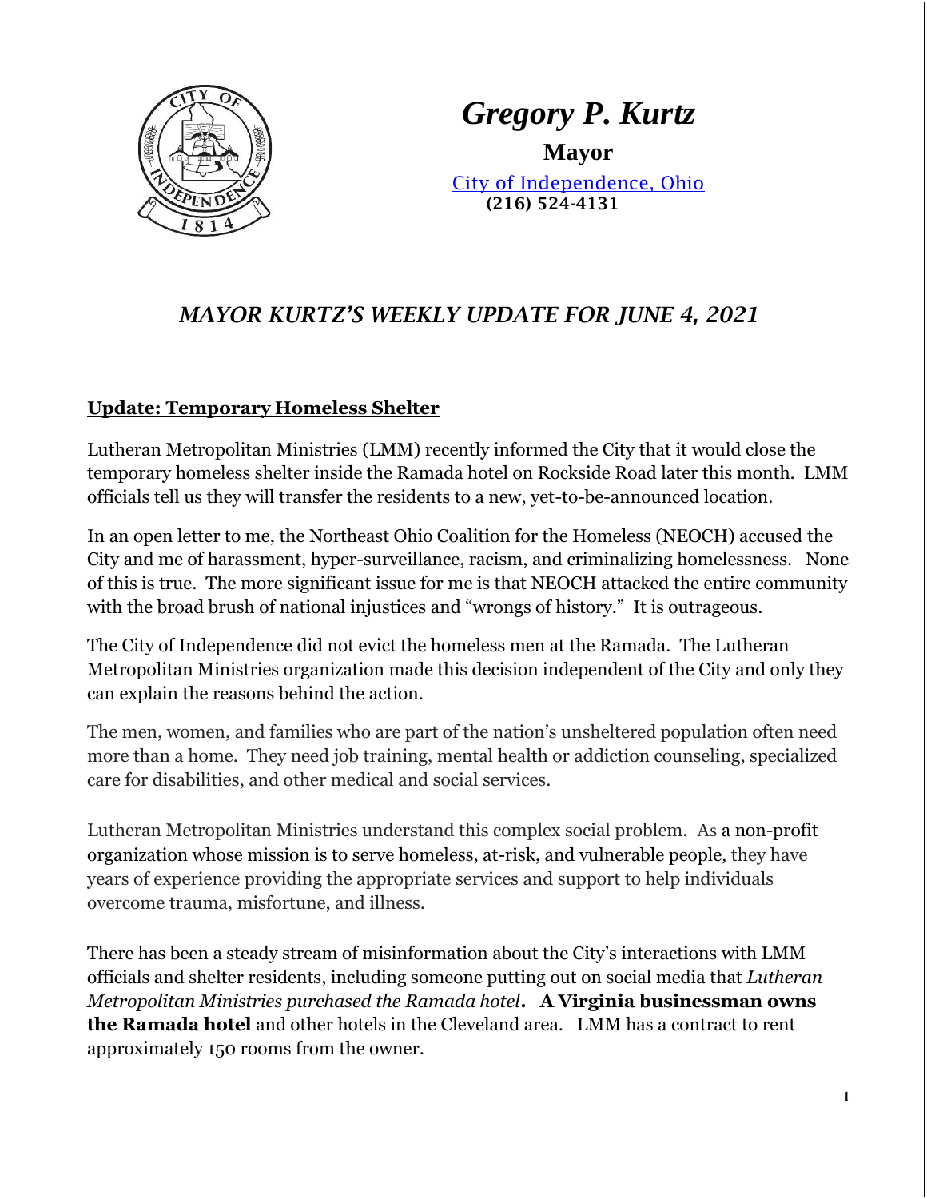# *Gregory P. Kurtz*

**Mayor**

City of Independence, Ohio

(216) 524-4131

## *MAYOR KURTZ'S WEEKLY UPDATE FOR JUNE 4, 2021*

### Update: Temporary Homeless Shelter

Lutheran Metropolitan Ministries (LMM) recently informed the City that it would close the temporary homeless shelter inside the Ramada hotel on Rockside Road later this month. LMM officials tell us they will transfer the residents to a new, yet-to-be-announced location.

In an open letter to me, the Northeast Ohio Coalition for the Homeless (NEOCH) accused the City and me of harassment, hyper-surveillance, racism, and criminalizing homelessness. None of this is true. The more significant issue for me is that NEOCH attacked the entire community with the broad brush of national injustices and "wrongs of history." It is outrageous.

The City of Independence did not evict the homeless men at the Ramada. The Lutheran Metropolitan Ministries organization made this decision independent of the City and only they can explain the reasons behind the action.

The men, women, and families who are part of the nation's unsheltered population often need more than a home. They need job training, mental health or addiction counseling, specialized care for disabilities, and other medical and social services.

Lutheran Metropolitan Ministries understand this complex social problem. As a non-profit organization whose mission is to serve homeless, at-risk, and vulnerable people, they have years of experience providing the appropriate services and support to help individuals overcome trauma, misfortune, and illness.

There has been a steady stream of misinformation about the City's interactions with LMM officials and shelter residents, including someone putting out on social media that *Lutheran Metropolitan Ministries purchased the Ramada hotel*. **A Virginia businessman owns the Ramada hotel** and other hotels in the Cleveland area. LMM has a contract to rent approximately 150 rooms from the owner.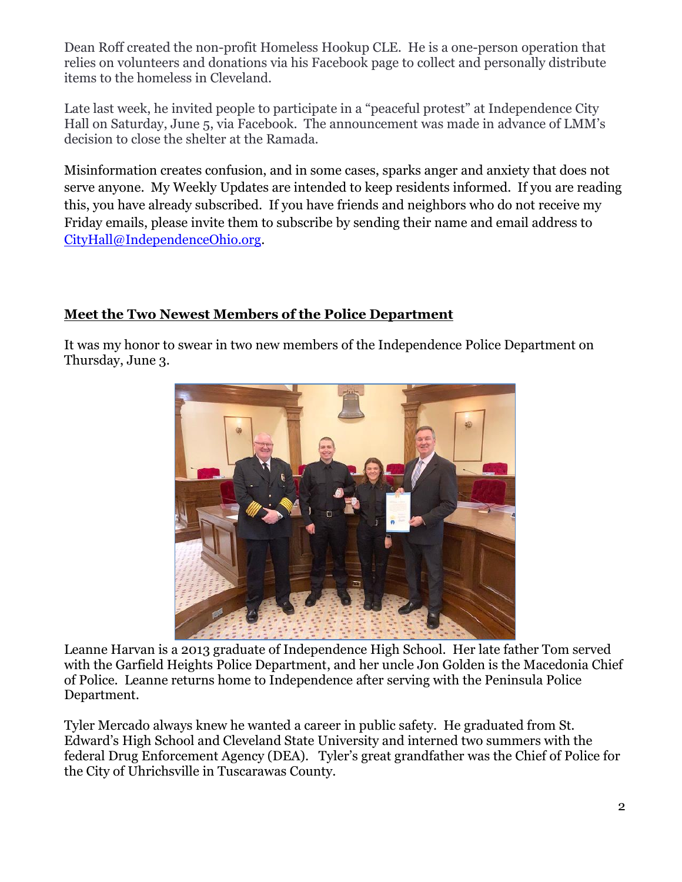Dean Roff created the non-profit Homeless Hookup CLE. He is a one-person operation that relies on volunteers and donations via his Facebook page to collect and personally distribute items to the homeless in Cleveland.

Late last week, he invited people to participate in a "peaceful protest" at Independence City Hall on Saturday, June 5, via Facebook. The announcement was made in advance of LMM's decision to close the shelter at the Ramada.

Misinformation creates confusion, and in some cases, sparks anger and anxiety that does not serve anyone. My Weekly Updates are intended to keep residents informed. If you are reading this, you have already subscribed. If you have friends and neighbors who do not receive my Friday emails, please invite them to subscribe by sending their name and email address to CityHall@IndependenceOhio.org.

## Meet the Two Newest Members of the Police Department

It was my honor to swear in two new members of the Independence Police Department on Thursday, June 3.

Leanne Harvan is a 2013 graduate of Independence High School. Her late father Tom served with the Garfield Heights Police Department, and her uncle Jon Golden is the Macedonia Chief of Police. Leanne returns home to Independence after serving with the Peninsula Police Department.

Tyler Mercado always knew he wanted a career in public safety. He graduated from St. Edward's High School and Cleveland State University and interned two summers with the federal Drug Enforcement Agency (DEA). Tyler's great grandfather was the Chief of Police for the City of Uhrichsville in Tuscarawas County.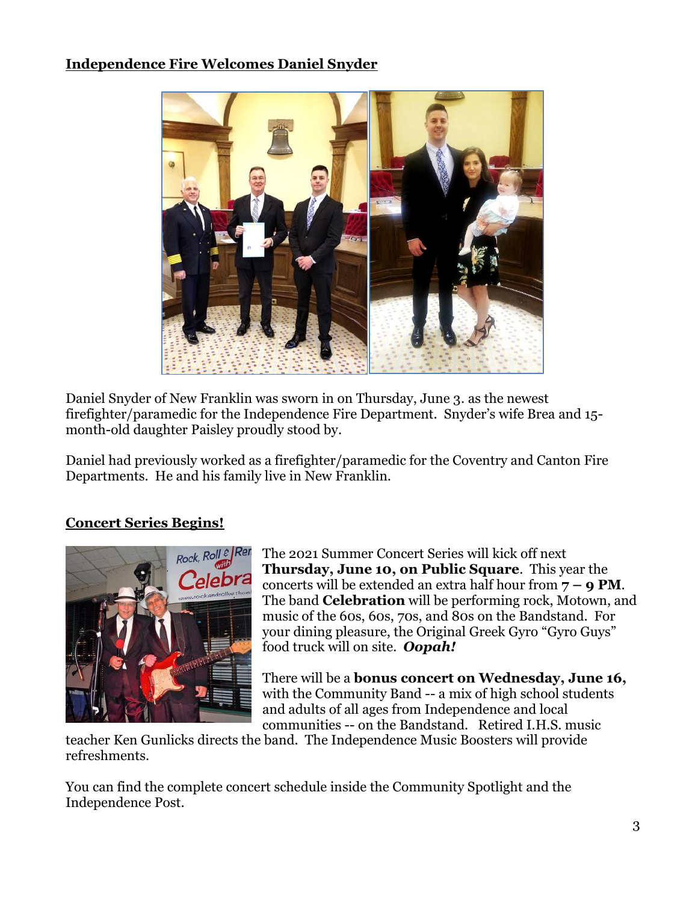**Independence Fire Welcomes Daniel Snyder**

Daniel Snyder of New Franklin was sworn in on Thursday, June 3. as the newest firefighter/paramedic for the Independence Fire Department. Snyder's wife Brea and 15-month-old daughter Paisley proudly stood by.

Daniel had previously worked as a firefighter/paramedic for the Coventry and Canton Fire Departments. He and his family live in New Franklin.

**Concert Series Begins!**

The 2021 Summer Concert Series will kick off next **Thursday, June 10, on Public Square**. This year the concerts will be extended an extra half hour from **7 – 9 PM**. The band **Celebration** will be performing rock, Motown, and music of the 60s, 60s, 70s, and 80s on the Bandstand. For your dining pleasure, the Original Greek Gyro "Gyro Guys" food truck will on site. ***Oopah!***

There will be a **bonus concert on Wednesday, June 16,** with the Community Band -- a mix of high school students and adults of all ages from Independence and local communities -- on the Bandstand. Retired I.H.S. music teacher Ken Gunlicks directs the band. The Independence Music Boosters will provide refreshments.

You can find the complete concert schedule inside the Community Spotlight and the Independence Post.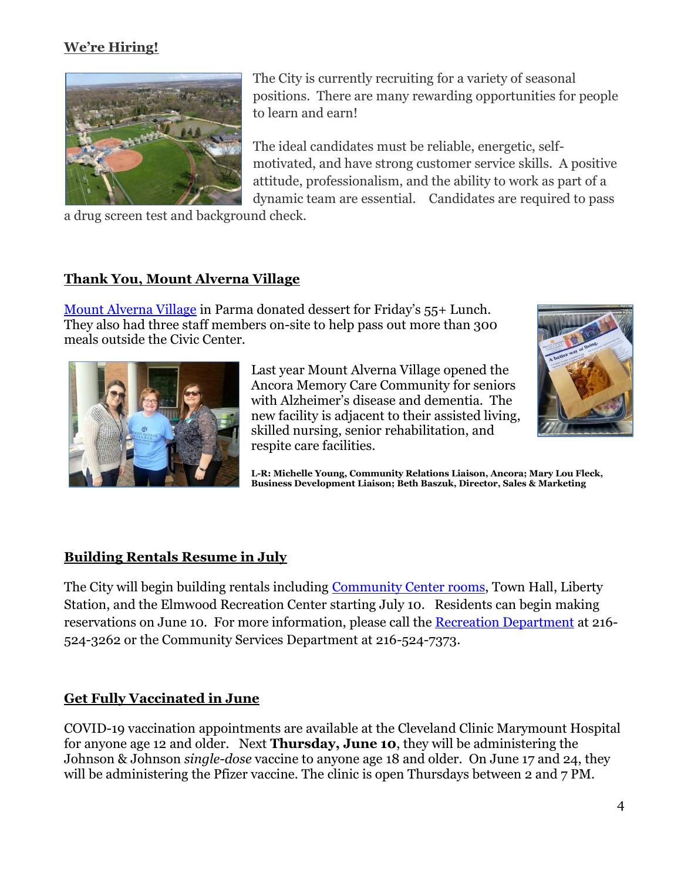## We're Hiring!

The City is currently recruiting for a variety of seasonal positions. There are many rewarding opportunities for people to learn and earn!

The ideal candidates must be reliable, energetic, self-motivated, and have strong customer service skills. A positive attitude, professionalism, and the ability to work as part of a dynamic team are essential. Candidates are required to pass a drug screen test and background check.

## Thank You, Mount Alverna Village

Mount Alverna Village in Parma donated dessert for Friday's 55+ Lunch. They also had three staff members on-site to help pass out more than 300 meals outside the Civic Center.

Last year Mount Alverna Village opened the Ancora Memory Care Community for seniors with Alzheimer's disease and dementia. The new facility is adjacent to their assisted living, skilled nursing, senior rehabilitation, and respite care facilities.

**L-R: Michelle Young, Community Relations Liaison, Ancora; Mary Lou Fleck, Business Development Liaison; Beth Baszuk, Director, Sales & Marketing**

## Building Rentals Resume in July

The City will begin building rentals including Community Center rooms, Town Hall, Liberty Station, and the Elmwood Recreation Center starting July 10. Residents can begin making reservations on June 10. For more information, please call the Recreation Department at 216-524-3262 or the Community Services Department at 216-524-7373.

## Get Fully Vaccinated in June

COVID-19 vaccination appointments are available at the Cleveland Clinic Marymount Hospital for anyone age 12 and older. Next **Thursday, June 10**, they will be administering the Johnson & Johnson *single-dose* vaccine to anyone age 18 and older. On June 17 and 24, they will be administering the Pfizer vaccine. The clinic is open Thursdays between 2 and 7 PM.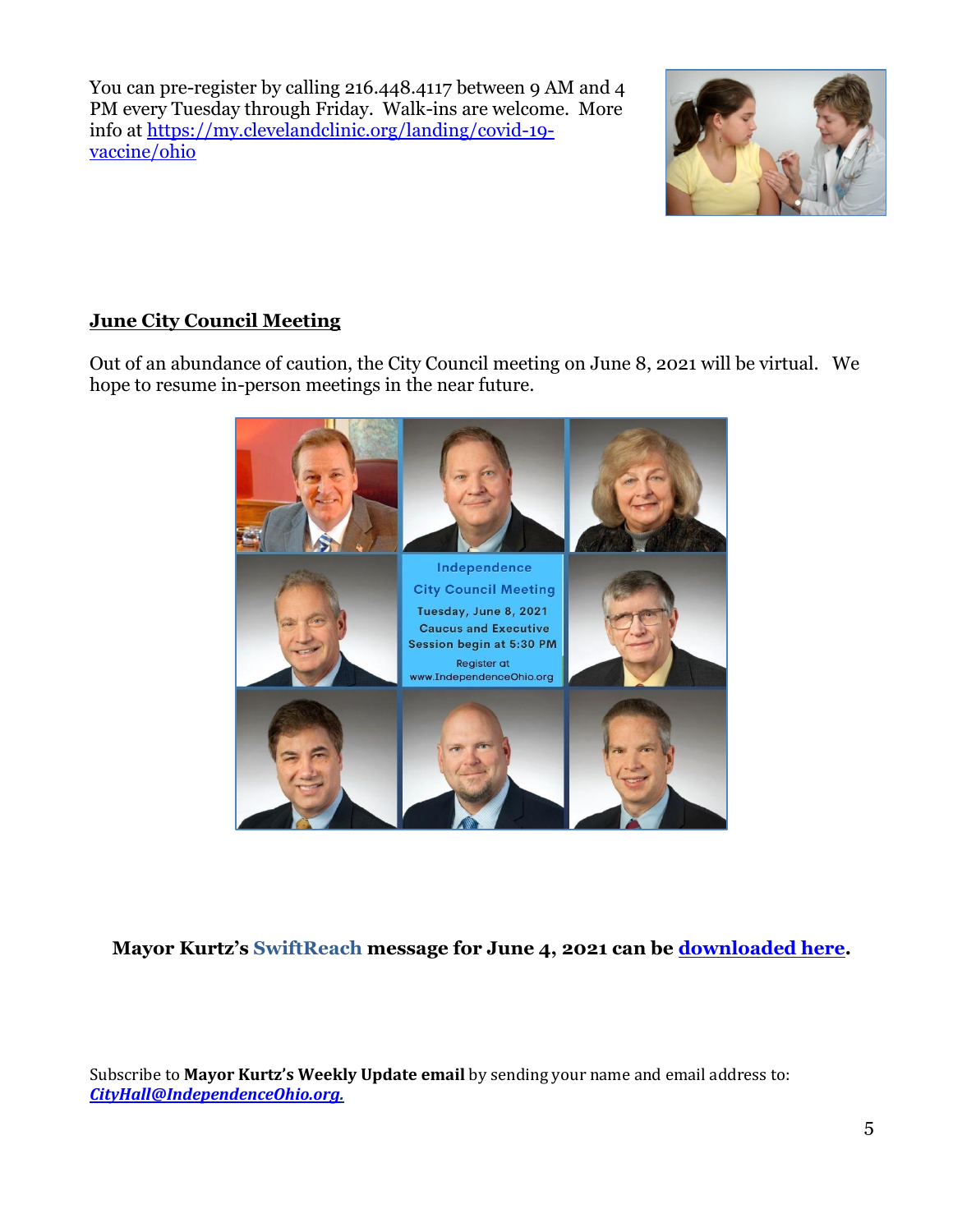You can pre-register by calling 216.448.4117 between 9 AM and 4 PM every Tuesday through Friday. Walk-ins are welcome. More info at https://my.clevelandclinic.org/landing/covid-19-vaccine/ohio

## June City Council Meeting

Out of an abundance of caution, the City Council meeting on June 8, 2021 will be virtual. We hope to resume in-person meetings in the near future.

Independence
City Council Meeting
Tuesday, June 8, 2021
Caucus and Executive Session begin at 5:30 PM
Register at www.IndependenceOhio.org

**Mayor Kurtz's SwiftReach message for June 4, 2021 can be downloaded here.**

Subscribe to **Mayor Kurtz's Weekly Update email** by sending your name and email address to: ***CityHall@IndependenceOhio.org.***